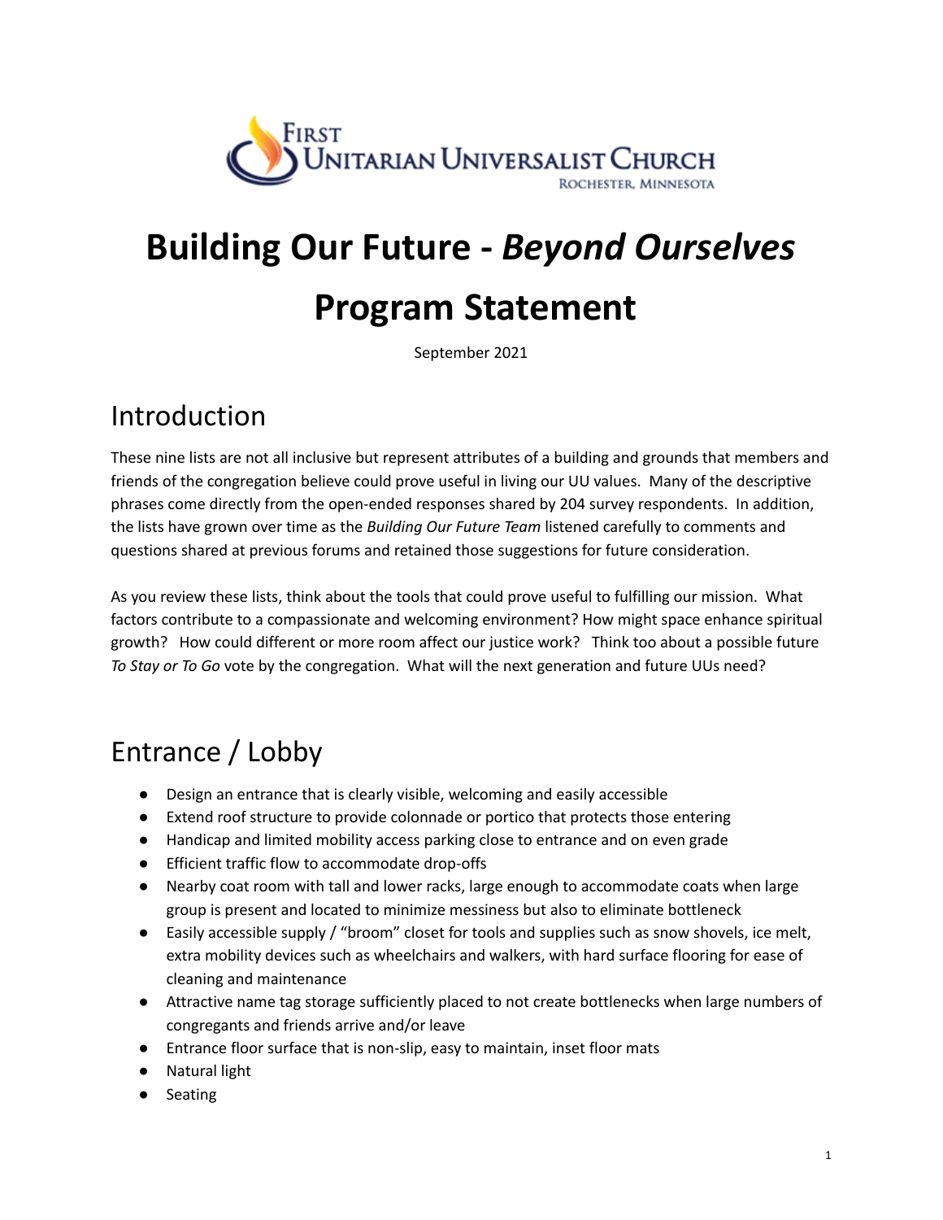First Unitarian Universalist Church
Rochester, Minnesota

# Building Our Future - *Beyond Ourselves*

# Program Statement

September 2021

## Introduction

These nine lists are not all inclusive but represent attributes of a building and grounds that members and friends of the congregation believe could prove useful in living our UU values. Many of the descriptive phrases come directly from the open-ended responses shared by 204 survey respondents. In addition, the lists have grown over time as the *Building Our Future Team* listened carefully to comments and questions shared at previous forums and retained those suggestions for future consideration.

As you review these lists, think about the tools that could prove useful to fulfilling our mission. What factors contribute to a compassionate and welcoming environment? How might space enhance spiritual growth? How could different or more room affect our justice work? Think too about a possible future *To Stay or To Go* vote by the congregation. What will the next generation and future UUs need?

## Entrance / Lobby

- Design an entrance that is clearly visible, welcoming and easily accessible
- Extend roof structure to provide colonnade or portico that protects those entering
- Handicap and limited mobility access parking close to entrance and on even grade
- Efficient traffic flow to accommodate drop-offs
- Nearby coat room with tall and lower racks, large enough to accommodate coats when large group is present and located to minimize messiness but also to eliminate bottleneck
- Easily accessible supply / "broom" closet for tools and supplies such as snow shovels, ice melt, extra mobility devices such as wheelchairs and walkers, with hard surface flooring for ease of cleaning and maintenance
- Attractive name tag storage sufficiently placed to not create bottlenecks when large numbers of congregants and friends arrive and/or leave
- Entrance floor surface that is non-slip, easy to maintain, inset floor mats
- Natural light
- Seating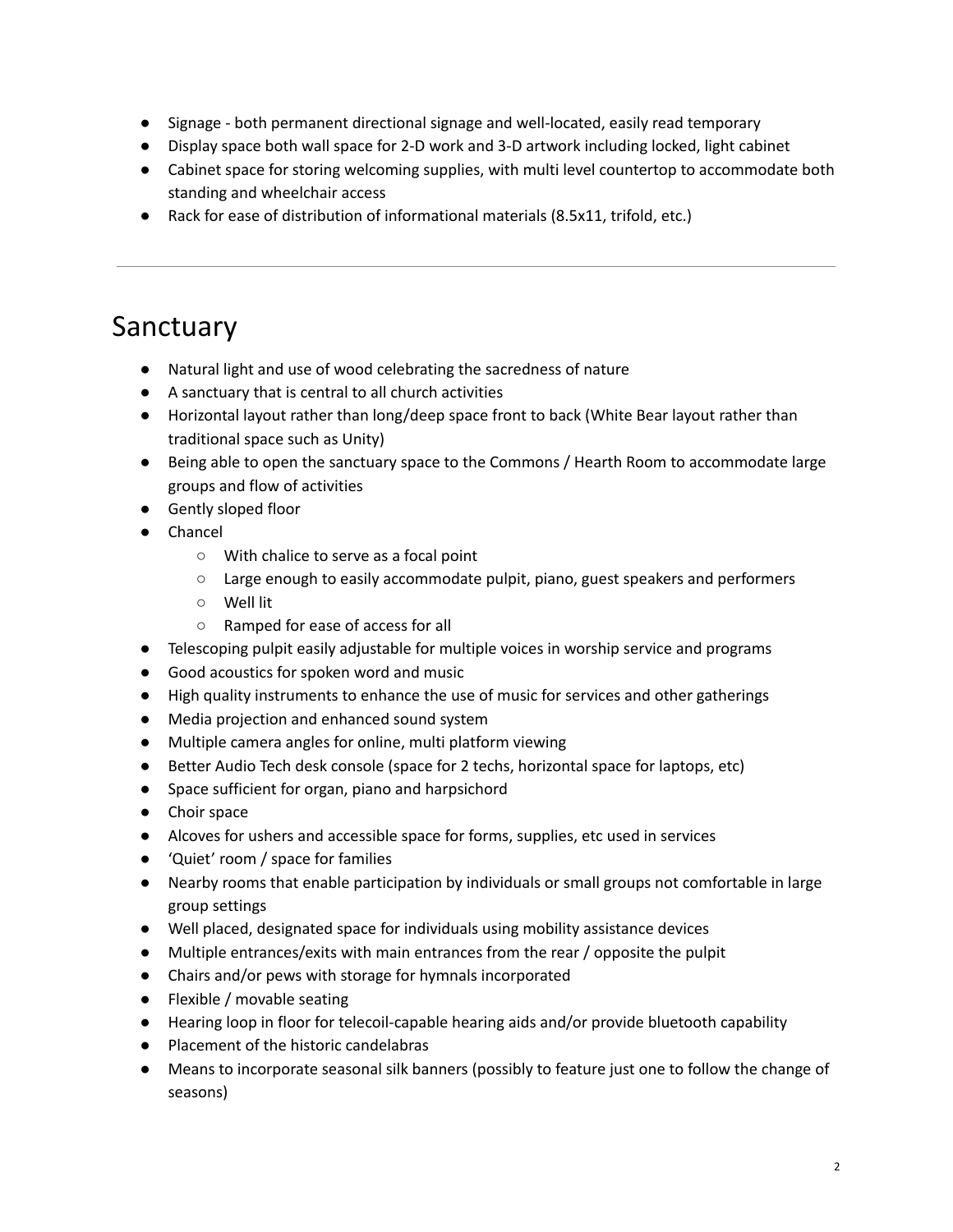- Signage - both permanent directional signage and well-located, easily read temporary
- Display space both wall space for 2-D work and 3-D artwork including locked, light cabinet
- Cabinet space for storing welcoming supplies, with multi level countertop to accommodate both standing and wheelchair access
- Rack for ease of distribution of informational materials (8.5x11, trifold, etc.)

---

## Sanctuary

- Natural light and use of wood celebrating the sacredness of nature
- A sanctuary that is central to all church activities
- Horizontal layout rather than long/deep space front to back (White Bear layout rather than traditional space such as Unity)
- Being able to open the sanctuary space to the Commons / Hearth Room to accommodate large groups and flow of activities
- Gently sloped floor
- Chancel
    - With chalice to serve as a focal point
    - Large enough to easily accommodate pulpit, piano, guest speakers and performers
    - Well lit
    - Ramped for ease of access for all
- Telescoping pulpit easily adjustable for multiple voices in worship service and programs
- Good acoustics for spoken word and music
- High quality instruments to enhance the use of music for services and other gatherings
- Media projection and enhanced sound system
- Multiple camera angles for online, multi platform viewing
- Better Audio Tech desk console (space for 2 techs, horizontal space for laptops, etc)
- Space sufficient for organ, piano and harpsichord
- Choir space
- Alcoves for ushers and accessible space for forms, supplies, etc used in services
- 'Quiet' room / space for families
- Nearby rooms that enable participation by individuals or small groups not comfortable in large group settings
- Well placed, designated space for individuals using mobility assistance devices
- Multiple entrances/exits with main entrances from the rear / opposite the pulpit
- Chairs and/or pews with storage for hymnals incorporated
- Flexible / movable seating
- Hearing loop in floor for telecoil-capable hearing aids and/or provide bluetooth capability
- Placement of the historic candelabras
- Means to incorporate seasonal silk banners (possibly to feature just one to follow the change of seasons)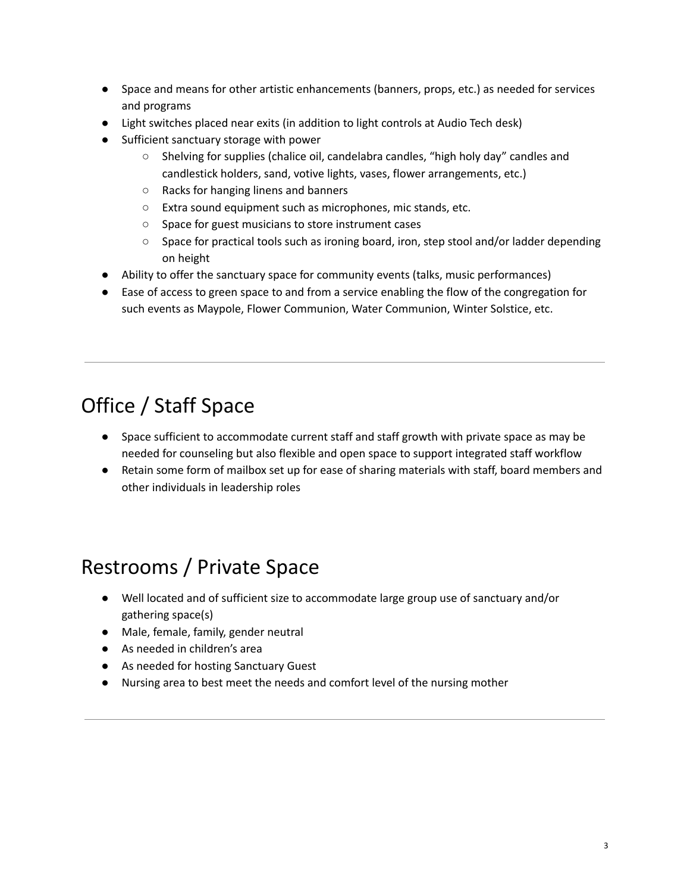- Space and means for other artistic enhancements (banners, props, etc.) as needed for services and programs
- Light switches placed near exits (in addition to light controls at Audio Tech desk)
- Sufficient sanctuary storage with power
  - Shelving for supplies (chalice oil, candelabra candles, "high holy day" candles and candlestick holders, sand, votive lights, vases, flower arrangements, etc.)
  - Racks for hanging linens and banners
  - Extra sound equipment such as microphones, mic stands, etc.
  - Space for guest musicians to store instrument cases
  - Space for practical tools such as ironing board, iron, step stool and/or ladder depending on height
- Ability to offer the sanctuary space for community events (talks, music performances)
- Ease of access to green space to and from a service enabling the flow of the congregation for such events as Maypole, Flower Communion, Water Communion, Winter Solstice, etc.

---

## Office / Staff Space

- Space sufficient to accommodate current staff and staff growth with private space as may be needed for counseling but also flexible and open space to support integrated staff workflow
- Retain some form of mailbox set up for ease of sharing materials with staff, board members and other individuals in leadership roles

## Restrooms / Private Space

- Well located and of sufficient size to accommodate large group use of sanctuary and/or gathering space(s)
- Male, female, family, gender neutral
- As needed in children's area
- As needed for hosting Sanctuary Guest
- Nursing area to best meet the needs and comfort level of the nursing mother

---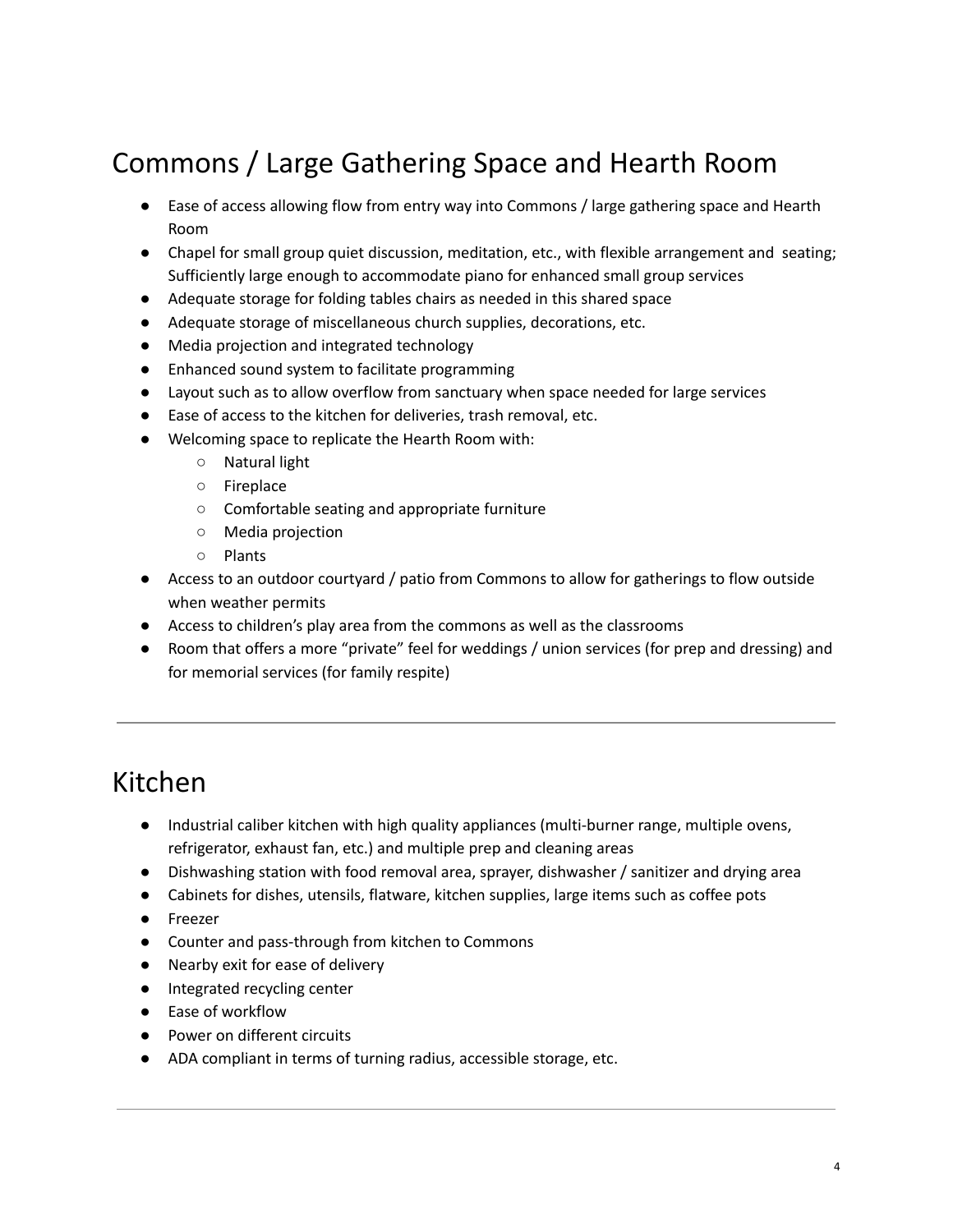## Commons / Large Gathering Space and Hearth Room

- Ease of access allowing flow from entry way into Commons / large gathering space and Hearth Room
- Chapel for small group quiet discussion, meditation, etc., with flexible arrangement and seating; Sufficiently large enough to accommodate piano for enhanced small group services
- Adequate storage for folding tables chairs as needed in this shared space
- Adequate storage of miscellaneous church supplies, decorations, etc.
- Media projection and integrated technology
- Enhanced sound system to facilitate programming
- Layout such as to allow overflow from sanctuary when space needed for large services
- Ease of access to the kitchen for deliveries, trash removal, etc.
- Welcoming space to replicate the Hearth Room with:
    - Natural light
    - Fireplace
    - Comfortable seating and appropriate furniture
    - Media projection
    - Plants
- Access to an outdoor courtyard / patio from Commons to allow for gatherings to flow outside when weather permits
- Access to children's play area from the commons as well as the classrooms
- Room that offers a more "private" feel for weddings / union services (for prep and dressing) and for memorial services (for family respite)

---

## Kitchen

- Industrial caliber kitchen with high quality appliances (multi-burner range, multiple ovens, refrigerator, exhaust fan, etc.) and multiple prep and cleaning areas
- Dishwashing station with food removal area, sprayer, dishwasher / sanitizer and drying area
- Cabinets for dishes, utensils, flatware, kitchen supplies, large items such as coffee pots
- Freezer
- Counter and pass-through from kitchen to Commons
- Nearby exit for ease of delivery
- Integrated recycling center
- Ease of workflow
- Power on different circuits
- ADA compliant in terms of turning radius, accessible storage, etc.

---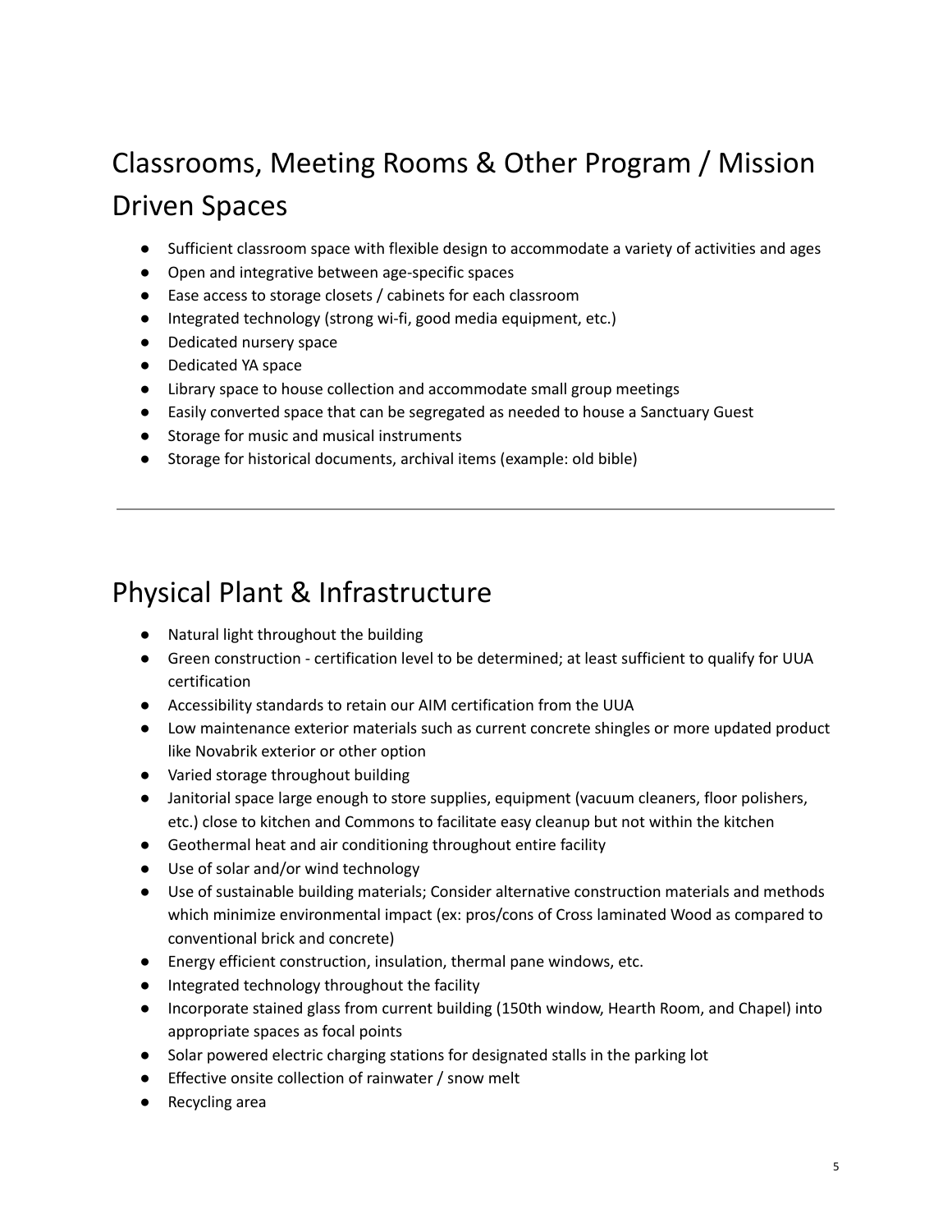## Classrooms, Meeting Rooms & Other Program / Mission Driven Spaces

- Sufficient classroom space with flexible design to accommodate a variety of activities and ages
- Open and integrative between age-specific spaces
- Ease access to storage closets / cabinets for each classroom
- Integrated technology (strong wi-fi, good media equipment, etc.)
- Dedicated nursery space
- Dedicated YA space
- Library space to house collection and accommodate small group meetings
- Easily converted space that can be segregated as needed to house a Sanctuary Guest
- Storage for music and musical instruments
- Storage for historical documents, archival items (example: old bible)

---

## Physical Plant & Infrastructure

- Natural light throughout the building
- Green construction - certification level to be determined; at least sufficient to qualify for UUA certification
- Accessibility standards to retain our AIM certification from the UUA
- Low maintenance exterior materials such as current concrete shingles or more updated product like Novabrik exterior or other option
- Varied storage throughout building
- Janitorial space large enough to store supplies, equipment (vacuum cleaners, floor polishers, etc.) close to kitchen and Commons to facilitate easy cleanup but not within the kitchen
- Geothermal heat and air conditioning throughout entire facility
- Use of solar and/or wind technology
- Use of sustainable building materials; Consider alternative construction materials and methods which minimize environmental impact (ex: pros/cons of Cross laminated Wood as compared to conventional brick and concrete)
- Energy efficient construction, insulation, thermal pane windows, etc.
- Integrated technology throughout the facility
- Incorporate stained glass from current building (150th window, Hearth Room, and Chapel) into appropriate spaces as focal points
- Solar powered electric charging stations for designated stalls in the parking lot
- Effective onsite collection of rainwater / snow melt
- Recycling area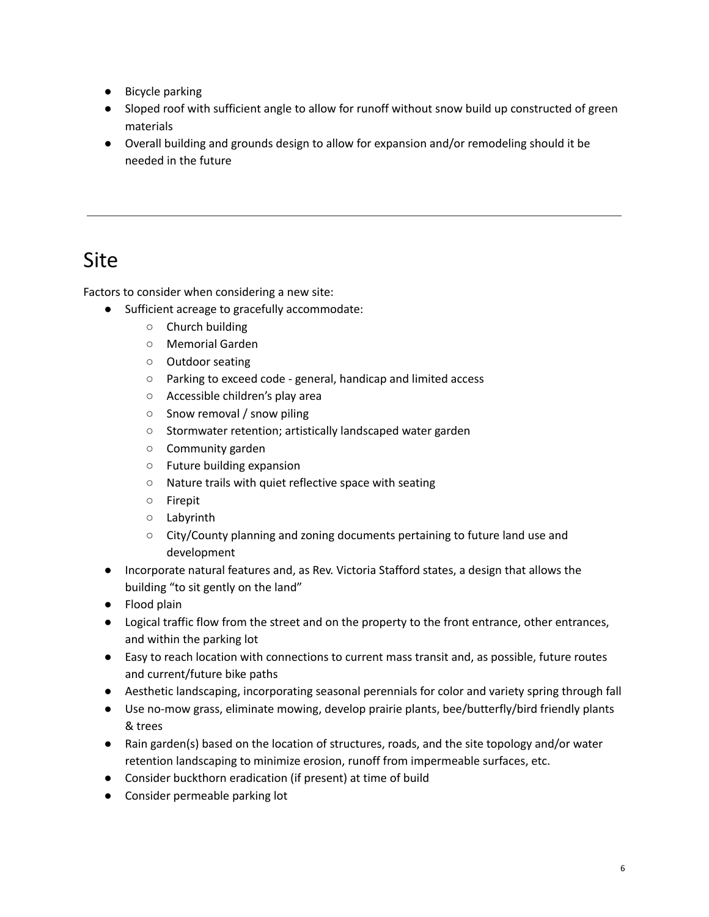- Bicycle parking
- Sloped roof with sufficient angle to allow for runoff without snow build up constructed of green materials
- Overall building and grounds design to allow for expansion and/or remodeling should it be needed in the future

---

# Site

Factors to consider when considering a new site:

- Sufficient acreage to gracefully accommodate:
  - Church building
  - Memorial Garden
  - Outdoor seating
  - Parking to exceed code - general, handicap and limited access
  - Accessible children's play area
  - Snow removal / snow piling
  - Stormwater retention; artistically landscaped water garden
  - Community garden
  - Future building expansion
  - Nature trails with quiet reflective space with seating
  - Firepit
  - Labyrinth
  - City/County planning and zoning documents pertaining to future land use and development
- Incorporate natural features and, as Rev. Victoria Stafford states, a design that allows the building "to sit gently on the land"
- Flood plain
- Logical traffic flow from the street and on the property to the front entrance, other entrances, and within the parking lot
- Easy to reach location with connections to current mass transit and, as possible, future routes and current/future bike paths
- Aesthetic landscaping, incorporating seasonal perennials for color and variety spring through fall
- Use no-mow grass, eliminate mowing, develop prairie plants, bee/butterfly/bird friendly plants & trees
- Rain garden(s) based on the location of structures, roads, and the site topology and/or water retention landscaping to minimize erosion, runoff from impermeable surfaces, etc.
- Consider buckthorn eradication (if present) at time of build
- Consider permeable parking lot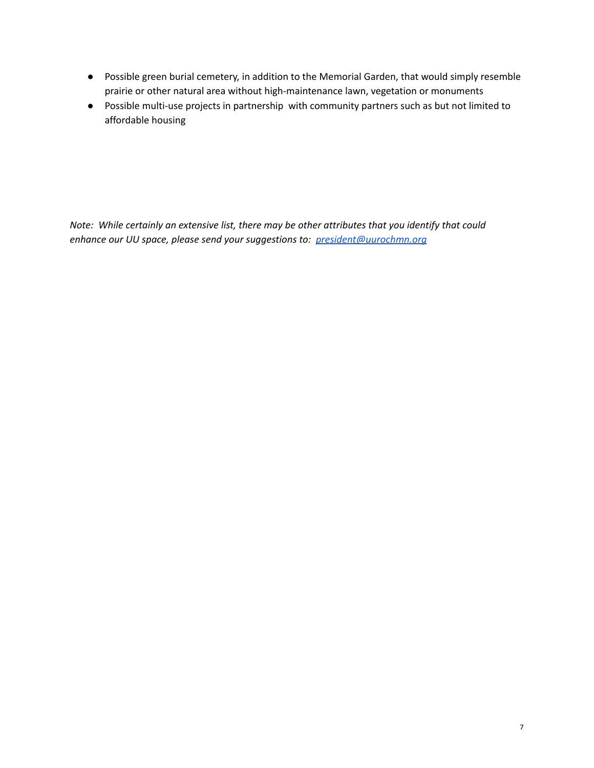- Possible green burial cemetery, in addition to the Memorial Garden, that would simply resemble prairie or other natural area without high-maintenance lawn, vegetation or monuments
- Possible multi-use projects in partnership with community partners such as but not limited to affordable housing

*Note: While certainly an extensive list, there may be other attributes that you identify that could enhance our UU space, please send your suggestions to: [president@uurochmn.org](mailto:president@uurochmn.org)*